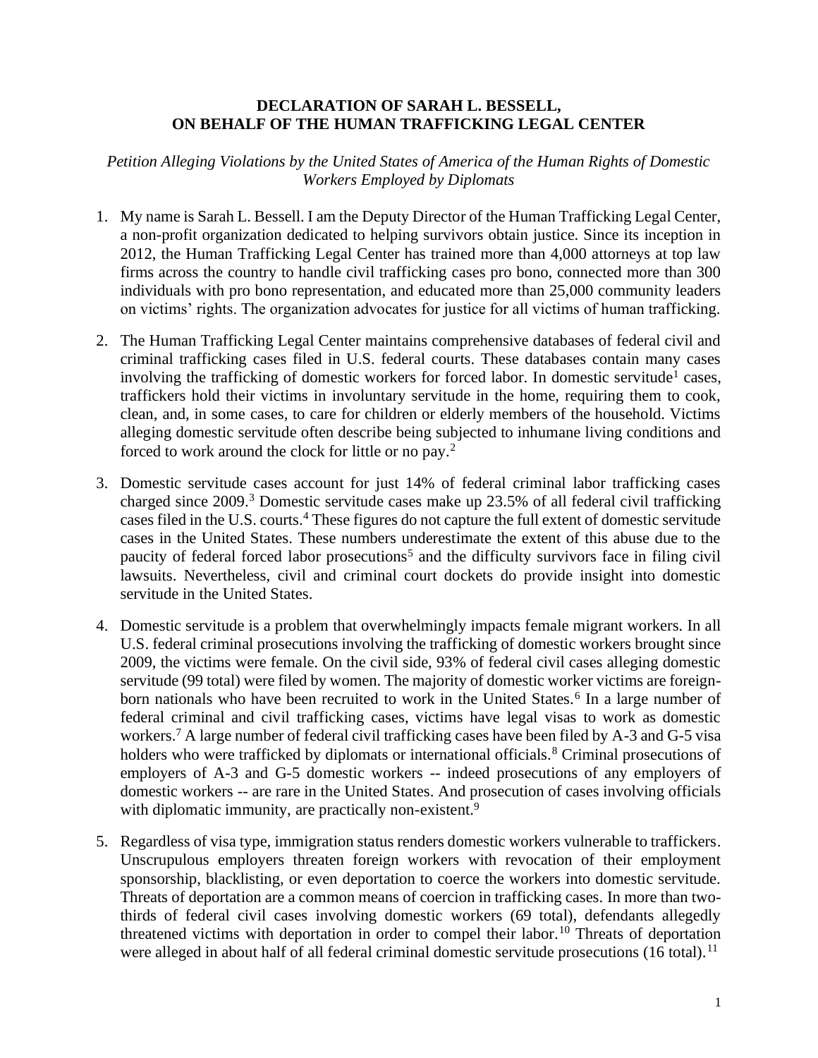**DECLARATION OF SARAH L. BESSELL, ON BEHALF OF THE HUMAN TRAFFICKING LEGAL CENTER**

*Petition Alleging Violations by the United States of America of the Human Rights of Domestic Workers Employed by Diplomats*

1. My name is Sarah L. Bessell. I am the Deputy Director of the Human Trafficking Legal Center, a non-profit organization dedicated to helping survivors obtain justice. Since its inception in 2012, the Human Trafficking Legal Center has trained more than 4,000 attorneys at top law firms across the country to handle civil trafficking cases pro bono, connected more than 300 individuals with pro bono representation, and educated more than 25,000 community leaders on victims' rights. The organization advocates for justice for all victims of human trafficking.

2. The Human Trafficking Legal Center maintains comprehensive databases of federal civil and criminal trafficking cases filed in U.S. federal courts. These databases contain many cases involving the trafficking of domestic workers for forced labor. In domestic servitude[1] cases, traffickers hold their victims in involuntary servitude in the home, requiring them to cook, clean, and, in some cases, to care for children or elderly members of the household. Victims alleging domestic servitude often describe being subjected to inhumane living conditions and forced to work around the clock for little or no pay.[2]

3. Domestic servitude cases account for just 14% of federal criminal labor trafficking cases charged since 2009.[3] Domestic servitude cases make up 23.5% of all federal civil trafficking cases filed in the U.S. courts.[4] These figures do not capture the full extent of domestic servitude cases in the United States. These numbers underestimate the extent of this abuse due to the paucity of federal forced labor prosecutions[5] and the difficulty survivors face in filing civil lawsuits. Nevertheless, civil and criminal court dockets do provide insight into domestic servitude in the United States.

4. Domestic servitude is a problem that overwhelmingly impacts female migrant workers. In all U.S. federal criminal prosecutions involving the trafficking of domestic workers brought since 2009, the victims were female. On the civil side, 93% of federal civil cases alleging domestic servitude (99 total) were filed by women. The majority of domestic worker victims are foreign-born nationals who have been recruited to work in the United States.[6] In a large number of federal criminal and civil trafficking cases, victims have legal visas to work as domestic workers.[7] A large number of federal civil trafficking cases have been filed by A-3 and G-5 visa holders who were trafficked by diplomats or international officials.[8] Criminal prosecutions of employers of A-3 and G-5 domestic workers -- indeed prosecutions of any employers of domestic workers -- are rare in the United States. And prosecution of cases involving officials with diplomatic immunity, are practically non-existent.[9]

5. Regardless of visa type, immigration status renders domestic workers vulnerable to traffickers. Unscrupulous employers threaten foreign workers with revocation of their employment sponsorship, blacklisting, or even deportation to coerce the workers into domestic servitude. Threats of deportation are a common means of coercion in trafficking cases. In more than two-thirds of federal civil cases involving domestic workers (69 total), defendants allegedly threatened victims with deportation in order to compel their labor.[10] Threats of deportation were alleged in about half of all federal criminal domestic servitude prosecutions (16 total).[11]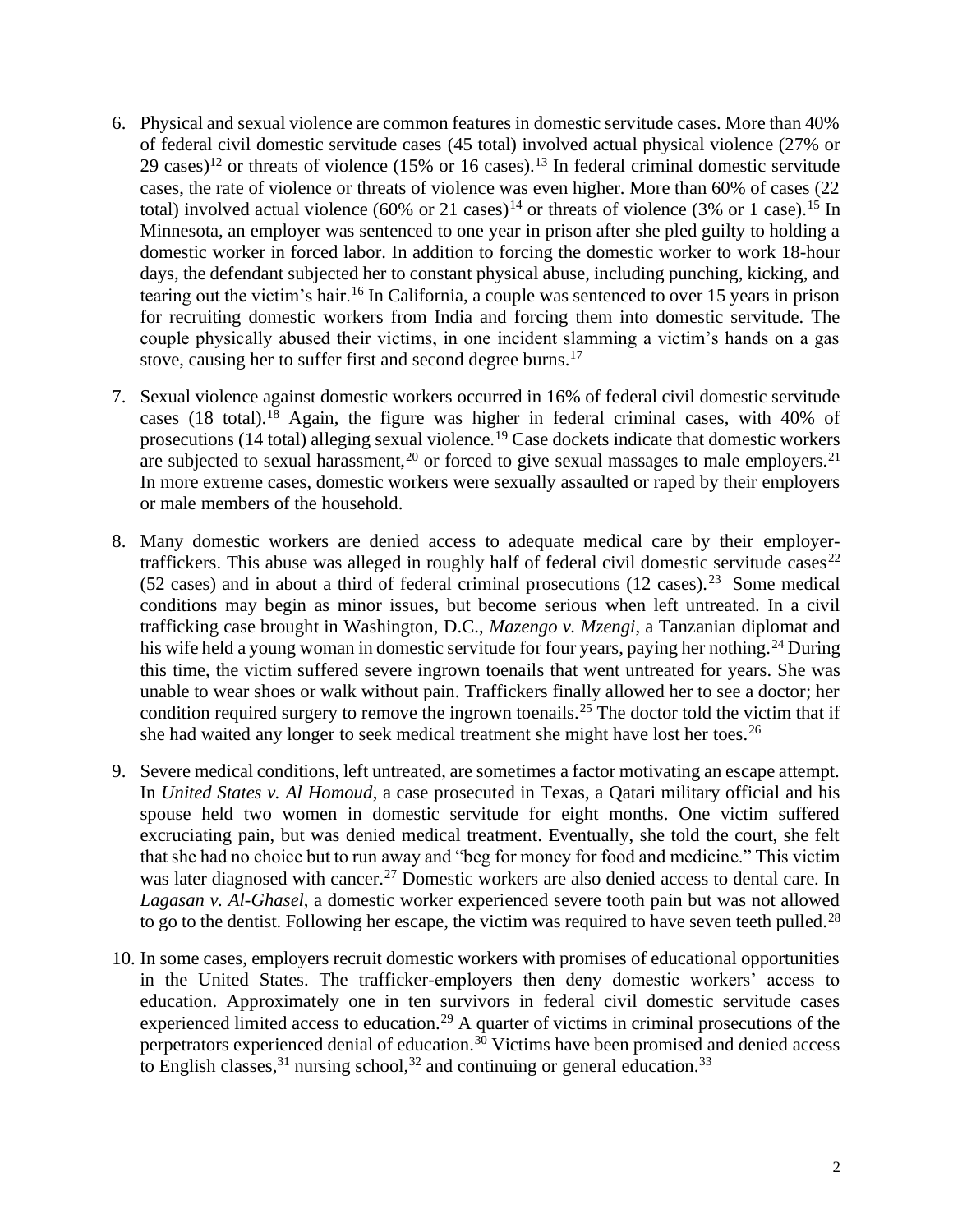6. Physical and sexual violence are common features in domestic servitude cases. More than 40% of federal civil domestic servitude cases (45 total) involved actual physical violence (27% or 29 cases)[12] or threats of violence (15% or 16 cases).[13] In federal criminal domestic servitude cases, the rate of violence or threats of violence was even higher. More than 60% of cases (22 total) involved actual violence (60% or 21 cases)[14] or threats of violence (3% or 1 case).[15] In Minnesota, an employer was sentenced to one year in prison after she pled guilty to holding a domestic worker in forced labor. In addition to forcing the domestic worker to work 18-hour days, the defendant subjected her to constant physical abuse, including punching, kicking, and tearing out the victim's hair.[16] In California, a couple was sentenced to over 15 years in prison for recruiting domestic workers from India and forcing them into domestic servitude. The couple physically abused their victims, in one incident slamming a victim's hands on a gas stove, causing her to suffer first and second degree burns.[17]

7. Sexual violence against domestic workers occurred in 16% of federal civil domestic servitude cases (18 total).[18] Again, the figure was higher in federal criminal cases, with 40% of prosecutions (14 total) alleging sexual violence.[19] Case dockets indicate that domestic workers are subjected to sexual harassment,[20] or forced to give sexual massages to male employers.[21] In more extreme cases, domestic workers were sexually assaulted or raped by their employers or male members of the household.

8. Many domestic workers are denied access to adequate medical care by their employer-traffickers. This abuse was alleged in roughly half of federal civil domestic servitude cases[22] (52 cases) and in about a third of federal criminal prosecutions (12 cases).[23] Some medical conditions may begin as minor issues, but become serious when left untreated. In a civil trafficking case brought in Washington, D.C., *Mazengo v. Mzengi*, a Tanzanian diplomat and his wife held a young woman in domestic servitude for four years, paying her nothing.[24] During this time, the victim suffered severe ingrown toenails that went untreated for years. She was unable to wear shoes or walk without pain. Traffickers finally allowed her to see a doctor; her condition required surgery to remove the ingrown toenails.[25] The doctor told the victim that if she had waited any longer to seek medical treatment she might have lost her toes.[26]

9. Severe medical conditions, left untreated, are sometimes a factor motivating an escape attempt. In *United States v. Al Homoud*, a case prosecuted in Texas, a Qatari military official and his spouse held two women in domestic servitude for eight months. One victim suffered excruciating pain, but was denied medical treatment. Eventually, she told the court, she felt that she had no choice but to run away and "beg for money for food and medicine." This victim was later diagnosed with cancer.[27] Domestic workers are also denied access to dental care. In *Lagasan v. Al-Ghasel*, a domestic worker experienced severe tooth pain but was not allowed to go to the dentist. Following her escape, the victim was required to have seven teeth pulled.[28]

10. In some cases, employers recruit domestic workers with promises of educational opportunities in the United States. The trafficker-employers then deny domestic workers' access to education. Approximately one in ten survivors in federal civil domestic servitude cases experienced limited access to education.[29] A quarter of victims in criminal prosecutions of the perpetrators experienced denial of education.[30] Victims have been promised and denied access to English classes,[31] nursing school,[32] and continuing or general education.[33]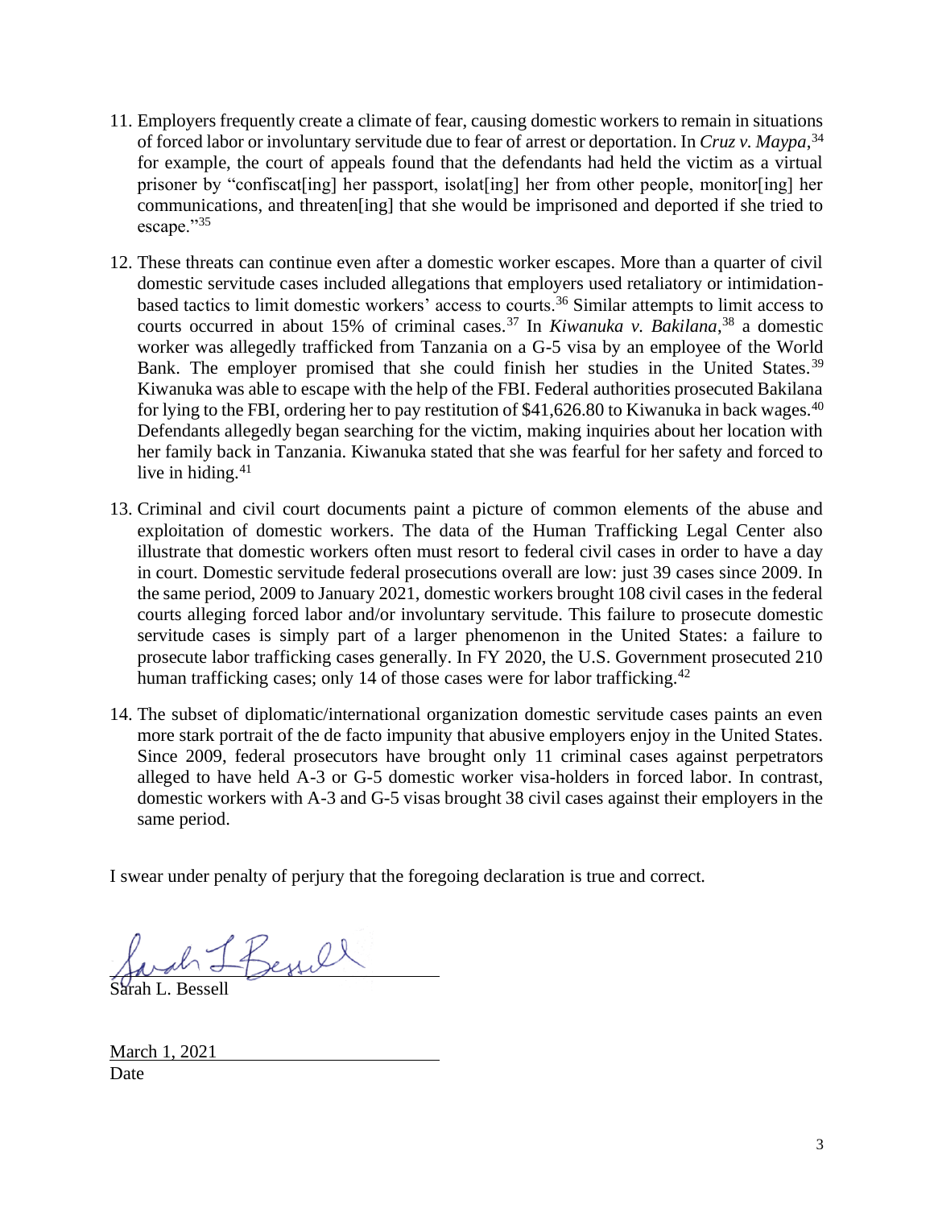11. Employers frequently create a climate of fear, causing domestic workers to remain in situations of forced labor or involuntary servitude due to fear of arrest or deportation. In *Cruz v. Maypa*,[34] for example, the court of appeals found that the defendants had held the victim as a virtual prisoner by "confiscat[ing] her passport, isolat[ing] her from other people, monitor[ing] her communications, and threaten[ing] that she would be imprisoned and deported if she tried to escape."[35]

12. These threats can continue even after a domestic worker escapes. More than a quarter of civil domestic servitude cases included allegations that employers used retaliatory or intimidation-based tactics to limit domestic workers' access to courts.[36] Similar attempts to limit access to courts occurred in about 15% of criminal cases.[37] In *Kiwanuka v. Bakilana*,[38] a domestic worker was allegedly trafficked from Tanzania on a G-5 visa by an employee of the World Bank. The employer promised that she could finish her studies in the United States.[39] Kiwanuka was able to escape with the help of the FBI. Federal authorities prosecuted Bakilana for lying to the FBI, ordering her to pay restitution of $41,626.80 to Kiwanuka in back wages.[40] Defendants allegedly began searching for the victim, making inquiries about her location with her family back in Tanzania. Kiwanuka stated that she was fearful for her safety and forced to live in hiding.[41]

13. Criminal and civil court documents paint a picture of common elements of the abuse and exploitation of domestic workers. The data of the Human Trafficking Legal Center also illustrate that domestic workers often must resort to federal civil cases in order to have a day in court. Domestic servitude federal prosecutions overall are low: just 39 cases since 2009. In the same period, 2009 to January 2021, domestic workers brought 108 civil cases in the federal courts alleging forced labor and/or involuntary servitude. This failure to prosecute domestic servitude cases is simply part of a larger phenomenon in the United States: a failure to prosecute labor trafficking cases generally. In FY 2020, the U.S. Government prosecuted 210 human trafficking cases; only 14 of those cases were for labor trafficking.[42]

14. The subset of diplomatic/international organization domestic servitude cases paints an even more stark portrait of the de facto impunity that abusive employers enjoy in the United States. Since 2009, federal prosecutors have brought only 11 criminal cases against perpetrators alleged to have held A-3 or G-5 domestic worker visa-holders in forced labor. In contrast, domestic workers with A-3 and G-5 visas brought 38 civil cases against their employers in the same period.

I swear under penalty of perjury that the foregoing declaration is true and correct.

Sarah L. Bessell

March 1, 2021
Date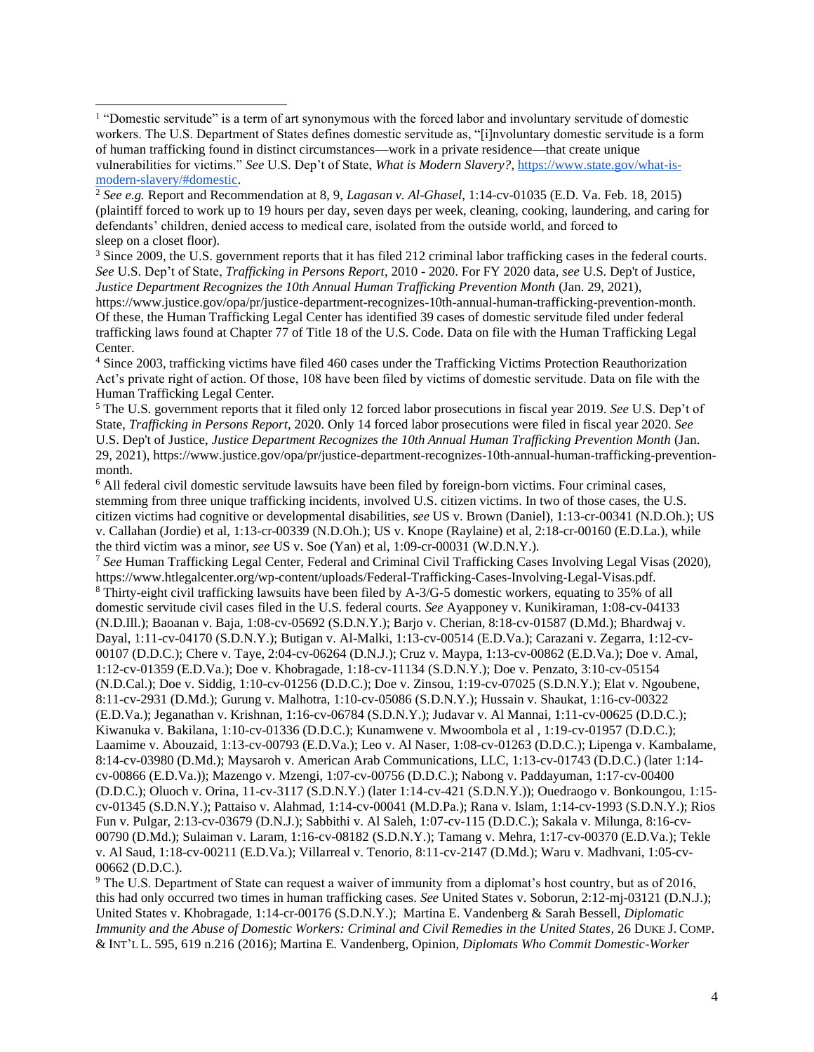[1] "Domestic servitude" is a term of art synonymous with the forced labor and involuntary servitude of domestic workers. The U.S. Department of States defines domestic servitude as, "[i]nvoluntary domestic servitude is a form of human trafficking found in distinct circumstances—work in a private residence—that create unique vulnerabilities for victims." *See* U.S. Dep't of State, *What is Modern Slavery?*, https://www.state.gov/what-is-modern-slavery/#domestic.

[2] *See e.g.* Report and Recommendation at 8, 9, *Lagasan v. Al-Ghasel,* 1:14-cv-01035 (E.D. Va. Feb. 18, 2015) (plaintiff forced to work up to 19 hours per day, seven days per week, cleaning, cooking, laundering, and caring for defendants' children, denied access to medical care, isolated from the outside world, and forced to sleep on a closet floor).

[3] Since 2009, the U.S. government reports that it has filed 212 criminal labor trafficking cases in the federal courts. *See* U.S. Dep't of State, *Trafficking in Persons Report*, 2010 - 2020. For FY 2020 data, *see* U.S. Dep't of Justice, *Justice Department Recognizes the 10th Annual Human Trafficking Prevention Month* (Jan. 29, 2021), https://www.justice.gov/opa/pr/justice-department-recognizes-10th-annual-human-trafficking-prevention-month. Of these, the Human Trafficking Legal Center has identified 39 cases of domestic servitude filed under federal trafficking laws found at Chapter 77 of Title 18 of the U.S. Code. Data on file with the Human Trafficking Legal Center.

[4] Since 2003, trafficking victims have filed 460 cases under the Trafficking Victims Protection Reauthorization Act's private right of action. Of those, 108 have been filed by victims of domestic servitude. Data on file with the Human Trafficking Legal Center.

[5] The U.S. government reports that it filed only 12 forced labor prosecutions in fiscal year 2019. *See* U.S. Dep't of State, *Trafficking in Persons Report*, 2020. Only 14 forced labor prosecutions were filed in fiscal year 2020. *See* U.S. Dep't of Justice, *Justice Department Recognizes the 10th Annual Human Trafficking Prevention Month* (Jan. 29, 2021), https://www.justice.gov/opa/pr/justice-department-recognizes-10th-annual-human-trafficking-prevention-month.

[6] All federal civil domestic servitude lawsuits have been filed by foreign-born victims. Four criminal cases, stemming from three unique trafficking incidents, involved U.S. citizen victims. In two of those cases, the U.S. citizen victims had cognitive or developmental disabilities, *see* US v. Brown (Daniel), 1:13-cr-00341 (N.D.Oh.); US v. Callahan (Jordie) et al, 1:13-cr-00339 (N.D.Oh.); US v. Knope (Raylaine) et al, 2:18-cr-00160 (E.D.La.), while the third victim was a minor, *see* US v. Soe (Yan) et al, 1:09-cr-00031 (W.D.N.Y.).

[7] *See* Human Trafficking Legal Center, Federal and Criminal Civil Trafficking Cases Involving Legal Visas (2020), https://www.htlegalcenter.org/wp-content/uploads/Federal-Trafficking-Cases-Involving-Legal-Visas.pdf.

[8] Thirty-eight civil trafficking lawsuits have been filed by A-3/G-5 domestic workers, equating to 35% of all domestic servitude civil cases filed in the U.S. federal courts. *See* Ayapponey v. Kunikiraman, 1:08-cv-04133 (N.D.Ill.); Baoanan v. Baja, 1:08-cv-05692 (S.D.N.Y.); Barjo v. Cherian, 8:18-cv-01587 (D.Md.); Bhardwaj v. Dayal, 1:11-cv-04170 (S.D.N.Y.); Butigan v. Al-Malki, 1:13-cv-00514 (E.D.Va.); Carazani v. Zegarra, 1:12-cv-00107 (D.D.C.); Chere v. Taye, 2:04-cv-06264 (D.N.J.); Cruz v. Maypa, 1:13-cv-00862 (E.D.Va.); Doe v. Amal, 1:12-cv-01359 (E.D.Va.); Doe v. Khobragade, 1:18-cv-11134 (S.D.N.Y.); Doe v. Penzato, 3:10-cv-05154 (N.D.Cal.); Doe v. Siddig, 1:10-cv-01256 (D.D.C.); Doe v. Zinsou, 1:19-cv-07025 (S.D.N.Y.); Elat v. Ngoubene, 8:11-cv-2931 (D.Md.); Gurung v. Malhotra, 1:10-cv-05086 (S.D.N.Y.); Hussain v. Shaukat, 1:16-cv-00322 (E.D.Va.); Jeganathan v. Krishnan, 1:16-cv-06784 (S.D.N.Y.); Judavar v. Al Mannai, 1:11-cv-00625 (D.D.C.); Kiwanuka v. Bakilana, 1:10-cv-01336 (D.D.C.); Kunamwene v. Mwoombola et al , 1:19-cv-01957 (D.D.C.); Laamime v. Abouzaid, 1:13-cv-00793 (E.D.Va.); Leo v. Al Naser, 1:08-cv-01263 (D.D.C.); Lipenga v. Kambalame, 8:14-cv-03980 (D.Md.); Maysaroh v. American Arab Communications, LLC, 1:13-cv-01743 (D.D.C.) (later 1:14-cv-00866 (E.D.Va.)); Mazengo v. Mzengi, 1:07-cv-00756 (D.D.C.); Nabong v. Paddayuman, 1:17-cv-00400 (D.D.C.); Oluoch v. Orina, 11-cv-3117 (S.D.N.Y.) (later 1:14-cv-421 (S.D.N.Y.)); Ouedraogo v. Bonkoungou, 1:15-cv-01345 (S.D.N.Y.); Pattaiso v. Alahmad, 1:14-cv-00041 (M.D.Pa.); Rana v. Islam, 1:14-cv-1993 (S.D.N.Y.); Rios Fun v. Pulgar, 2:13-cv-03679 (D.N.J.); Sabbithi v. Al Saleh, 1:07-cv-115 (D.D.C.); Sakala v. Milunga, 8:16-cv-00790 (D.Md.); Sulaiman v. Laram, 1:16-cv-08182 (S.D.N.Y.); Tamang v. Mehra, 1:17-cv-00370 (E.D.Va.); Tekle v. Al Saud, 1:18-cv-00211 (E.D.Va.); Villarreal v. Tenorio, 8:11-cv-2147 (D.Md.); Waru v. Madhvani, 1:05-cv-00662 (D.D.C.).

[9] The U.S. Department of State can request a waiver of immunity from a diplomat's host country, but as of 2016, this had only occurred two times in human trafficking cases. *See* United States v. Soborun, 2:12-mj-03121 (D.N.J.); United States v. Khobragade, 1:14-cr-00176 (S.D.N.Y.); Martina E. Vandenberg & Sarah Bessell, *Diplomatic Immunity and the Abuse of Domestic Workers: Criminal and Civil Remedies in the United States*, 26 DUKE J. COMP. & INT'L L. 595, 619 n.216 (2016); Martina E. Vandenberg, Opinion, *Diplomats Who Commit Domestic-Worker*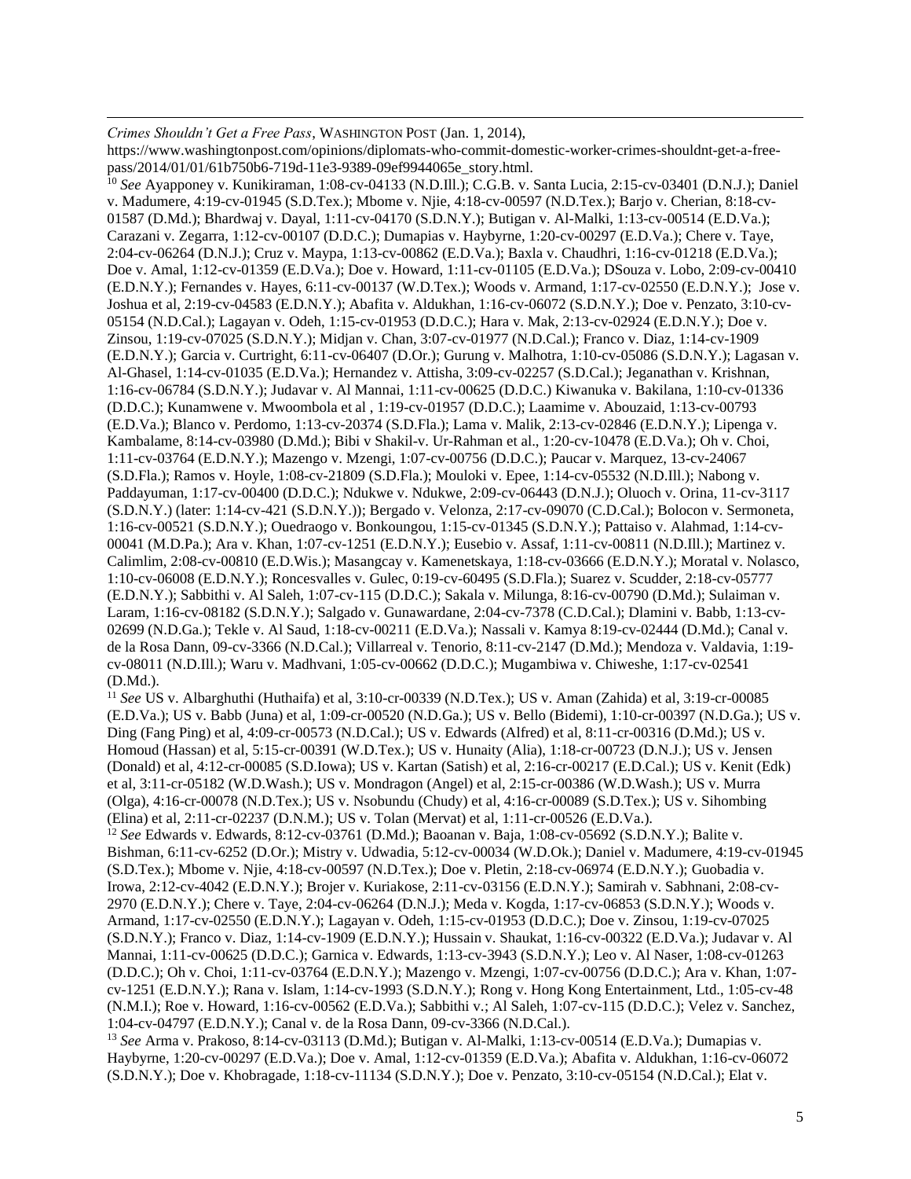*Crimes Shouldn't Get a Free Pass*, WASHINGTON POST (Jan. 1, 2014), https://www.washingtonpost.com/opinions/diplomats-who-commit-domestic-worker-crimes-shouldnt-get-a-free-pass/2014/01/01/61b750b6-719d-11e3-9389-09ef9944065e_story.html.

[10] *See* Ayapponey v. Kunikiraman, 1:08-cv-04133 (N.D.Ill.); C.G.B. v. Santa Lucia, 2:15-cv-03401 (D.N.J.); Daniel v. Madumere, 4:19-cv-01945 (S.D.Tex.); Mbome v. Njie, 4:18-cv-00597 (N.D.Tex.); Barjo v. Cherian, 8:18-cv-01587 (D.Md.); Bhardwaj v. Dayal, 1:11-cv-04170 (S.D.N.Y.); Butigan v. Al-Malki, 1:13-cv-00514 (E.D.Va.); Carazani v. Zegarra, 1:12-cv-00107 (D.D.C.); Dumapias v. Haybyrne, 1:20-cv-00297 (E.D.Va.); Chere v. Taye, 2:04-cv-06264 (D.N.J.); Cruz v. Maypa, 1:13-cv-00862 (E.D.Va.); Baxla v. Chaudhri, 1:16-cv-01218 (E.D.Va.); Doe v. Amal, 1:12-cv-01359 (E.D.Va.); Doe v. Howard, 1:11-cv-01105 (E.D.Va.); DSouza v. Lobo, 2:09-cv-00410 (E.D.N.Y.); Fernandes v. Hayes, 6:11-cv-00137 (W.D.Tex.); Woods v. Armand, 1:17-cv-02550 (E.D.N.Y.); Jose v. Joshua et al, 2:19-cv-04583 (E.D.N.Y.); Abafita v. Aldukhan, 1:16-cv-06072 (S.D.N.Y.); Doe v. Penzato, 3:10-cv-05154 (N.D.Cal.); Lagayan v. Odeh, 1:15-cv-01953 (D.D.C.); Hara v. Mak, 2:13-cv-02924 (E.D.N.Y.); Doe v. Zinsou, 1:19-cv-07025 (S.D.N.Y.); Midjan v. Chan, 3:07-cv-01977 (N.D.Cal.); Franco v. Diaz, 1:14-cv-1909 (E.D.N.Y.); Garcia v. Curtright, 6:11-cv-06407 (D.Or.); Gurung v. Malhotra, 1:10-cv-05086 (S.D.N.Y.); Lagasan v. Al-Ghasel, 1:14-cv-01035 (E.D.Va.); Hernandez v. Attisha, 3:09-cv-02257 (S.D.Cal.); Jeganathan v. Krishnan, 1:16-cv-06784 (S.D.N.Y.); Judavar v. Al Mannai, 1:11-cv-00625 (D.D.C.) Kiwanuka v. Bakilana, 1:10-cv-01336 (D.D.C.); Kunamwene v. Mwoombola et al , 1:19-cv-01957 (D.D.C.); Laamime v. Abouzaid, 1:13-cv-00793 (E.D.Va.); Blanco v. Perdomo, 1:13-cv-20374 (S.D.Fla.); Lama v. Malik, 2:13-cv-02846 (E.D.N.Y.); Lipenga v. Kambalame, 8:14-cv-03980 (D.Md.); Bibi v Shakil-v. Ur-Rahman et al., 1:20-cv-10478 (E.D.Va.); Oh v. Choi, 1:11-cv-03764 (E.D.N.Y.); Mazengo v. Mzengi, 1:07-cv-00756 (D.D.C.); Paucar v. Marquez, 13-cv-24067 (S.D.Fla.); Ramos v. Hoyle, 1:08-cv-21809 (S.D.Fla.); Mouloki v. Epee, 1:14-cv-05532 (N.D.Ill.); Nabong v. Paddayuman, 1:17-cv-00400 (D.D.C.); Ndukwe v. Ndukwe, 2:09-cv-06443 (D.N.J.); Oluoch v. Orina, 11-cv-3117 (S.D.N.Y.) (later: 1:14-cv-421 (S.D.N.Y.)); Bergado v. Velonza, 2:17-cv-09070 (C.D.Cal.); Bolocon v. Sermoneta, 1:16-cv-00521 (S.D.N.Y.); Ouedraogo v. Bonkoungou, 1:15-cv-01345 (S.D.N.Y.); Pattaiso v. Alahmad, 1:14-cv-00041 (M.D.Pa.); Ara v. Khan, 1:07-cv-1251 (E.D.N.Y.); Eusebio v. Assaf, 1:11-cv-00811 (N.D.Ill.); Martinez v. Calimlim, 2:08-cv-00810 (E.D.Wis.); Masangcay v. Kamenetskaya, 1:18-cv-03666 (E.D.N.Y.); Moratal v. Nolasco, 1:10-cv-06008 (E.D.N.Y.); Roncesvalles v. Gulec, 0:19-cv-60495 (S.D.Fla.); Suarez v. Scudder, 2:18-cv-05777 (E.D.N.Y.); Sabbithi v. Al Saleh, 1:07-cv-115 (D.D.C.); Sakala v. Milunga, 8:16-cv-00790 (D.Md.); Sulaiman v. Laram, 1:16-cv-08182 (S.D.N.Y.); Salgado v. Gunawardane, 2:04-cv-7378 (C.D.Cal.); Dlamini v. Babb, 1:13-cv-02699 (N.D.Ga.); Tekle v. Al Saud, 1:18-cv-00211 (E.D.Va.); Nassali v. Kamya 8:19-cv-02444 (D.Md.); Canal v. de la Rosa Dann, 09-cv-3366 (N.D.Cal.); Villarreal v. Tenorio, 8:11-cv-2147 (D.Md.); Mendoza v. Valdavia, 1:19-cv-08011 (N.D.Ill.); Waru v. Madhvani, 1:05-cv-00662 (D.D.C.); Mugambiwa v. Chiweshe, 1:17-cv-02541 (D.Md.).

[11] *See* US v. Albarghuthi (Huthaifa) et al, 3:10-cr-00339 (N.D.Tex.); US v. Aman (Zahida) et al, 3:19-cr-00085 (E.D.Va.); US v. Babb (Juna) et al, 1:09-cr-00520 (N.D.Ga.); US v. Bello (Bidemi), 1:10-cr-00397 (N.D.Ga.); US v. Ding (Fang Ping) et al, 4:09-cr-00573 (N.D.Cal.); US v. Edwards (Alfred) et al, 8:11-cr-00316 (D.Md.); US v. Homoud (Hassan) et al, 5:15-cr-00391 (W.D.Tex.); US v. Hunaity (Alia), 1:18-cr-00723 (D.N.J.); US v. Jensen (Donald) et al, 4:12-cr-00085 (S.D.Iowa); US v. Kartan (Satish) et al, 2:16-cr-00217 (E.D.Cal.); US v. Kenit (Edk) et al, 3:11-cr-05182 (W.D.Wash.); US v. Mondragon (Angel) et al, 2:15-cr-00386 (W.D.Wash.); US v. Murra (Olga), 4:16-cr-00078 (N.D.Tex.); US v. Nsobundu (Chudy) et al, 4:16-cr-00089 (S.D.Tex.); US v. Sihombing (Elina) et al, 2:11-cr-02237 (D.N.M.); US v. Tolan (Mervat) et al, 1:11-cr-00526 (E.D.Va.).

[12] *See* Edwards v. Edwards, 8:12-cv-03761 (D.Md.); Baoanan v. Baja, 1:08-cv-05692 (S.D.N.Y.); Balite v. Bishman, 6:11-cv-6252 (D.Or.); Mistry v. Udwadia, 5:12-cv-00034 (W.D.Ok.); Daniel v. Madumere, 4:19-cv-01945 (S.D.Tex.); Mbome v. Njie, 4:18-cv-00597 (N.D.Tex.); Doe v. Pletin, 2:18-cv-06974 (E.D.N.Y.); Guobadia v. Irowa, 2:12-cv-4042 (E.D.N.Y.); Brojer v. Kuriakose, 2:11-cv-03156 (E.D.N.Y.); Samirah v. Sabhnani, 2:08-cv-2970 (E.D.N.Y.); Chere v. Taye, 2:04-cv-06264 (D.N.J.); Meda v. Kogda, 1:17-cv-06853 (S.D.N.Y.); Woods v. Armand, 1:17-cv-02550 (E.D.N.Y.); Lagayan v. Odeh, 1:15-cv-01953 (D.D.C.); Doe v. Zinsou, 1:19-cv-07025 (S.D.N.Y.); Franco v. Diaz, 1:14-cv-1909 (E.D.N.Y.); Hussain v. Shaukat, 1:16-cv-00322 (E.D.Va.); Judavar v. Al Mannai, 1:11-cv-00625 (D.D.C.); Garnica v. Edwards, 1:13-cv-3943 (S.D.N.Y.); Leo v. Al Naser, 1:08-cv-01263 (D.D.C.); Oh v. Choi, 1:11-cv-03764 (E.D.N.Y.); Mazengo v. Mzengi, 1:07-cv-00756 (D.D.C.); Ara v. Khan, 1:07-cv-1251 (E.D.N.Y.); Rana v. Islam, 1:14-cv-1993 (S.D.N.Y.); Rong v. Hong Kong Entertainment, Ltd., 1:05-cv-48 (N.M.I.); Roe v. Howard, 1:16-cv-00562 (E.D.Va.); Sabbithi v.; Al Saleh, 1:07-cv-115 (D.D.C.); Velez v. Sanchez, 1:04-cv-04797 (E.D.N.Y.); Canal v. de la Rosa Dann, 09-cv-3366 (N.D.Cal.).

[13] *See* Arma v. Prakoso, 8:14-cv-03113 (D.Md.); Butigan v. Al-Malki, 1:13-cv-00514 (E.D.Va.); Dumapias v. Haybyrne, 1:20-cv-00297 (E.D.Va.); Doe v. Amal, 1:12-cv-01359 (E.D.Va.); Abafita v. Aldukhan, 1:16-cv-06072 (S.D.N.Y.); Doe v. Khobragade, 1:18-cv-11134 (S.D.N.Y.); Doe v. Penzato, 3:10-cv-05154 (N.D.Cal.); Elat v.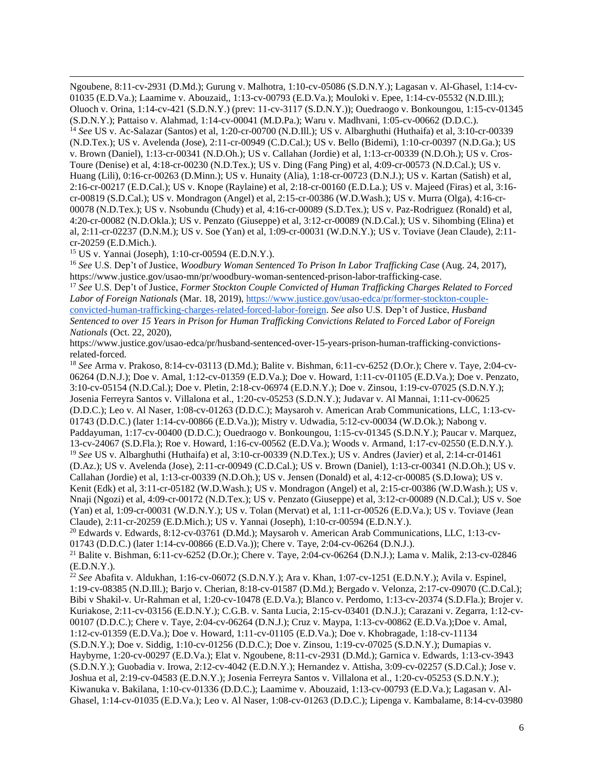Ngoubene, 8:11-cv-2931 (D.Md.); Gurung v. Malhotra, 1:10-cv-05086 (S.D.N.Y.); Lagasan v. Al-Ghasel, 1:14-cv-01035 (E.D.Va.); Laamime v. Abouzaid,, 1:13-cv-00793 (E.D.Va.); Mouloki v. Epee, 1:14-cv-05532 (N.D.Ill.); Oluoch v. Orina, 1:14-cv-421 (S.D.N.Y.) (prev: 11-cv-3117 (S.D.N.Y.)); Ouedraogo v. Bonkoungou, 1:15-cv-01345 (S.D.N.Y.); Pattaiso v. Alahmad, 1:14-cv-00041 (M.D.Pa.); Waru v. Madhvani, 1:05-cv-00662 (D.D.C.).

[14] *See* US v. Ac-Salazar (Santos) et al, 1:20-cr-00700 (N.D.Ill.); US v. Albarghuthi (Huthaifa) et al, 3:10-cr-00339 (N.D.Tex.); US v. Avelenda (Jose), 2:11-cr-00949 (C.D.Cal.); US v. Bello (Bidemi), 1:10-cr-00397 (N.D.Ga.); US v. Brown (Daniel), 1:13-cr-00341 (N.D.Oh.); US v. Callahan (Jordie) et al, 1:13-cr-00339 (N.D.Oh.); US v. Cros-Toure (Denise) et al, 4:18-cr-00230 (N.D.Tex.); US v. Ding (Fang Ping) et al, 4:09-cr-00573 (N.D.Cal.); US v. Huang (Lili), 0:16-cr-00263 (D.Minn.); US v. Hunaity (Alia), 1:18-cr-00723 (D.N.J.); US v. Kartan (Satish) et al, 2:16-cr-00217 (E.D.Cal.); US v. Knope (Raylaine) et al, 2:18-cr-00160 (E.D.La.); US v. Majeed (Firas) et al, 3:16-cr-00819 (S.D.Cal.); US v. Mondragon (Angel) et al, 2:15-cr-00386 (W.D.Wash.); US v. Murra (Olga), 4:16-cr-00078 (N.D.Tex.); US v. Nsobundu (Chudy) et al, 4:16-cr-00089 (S.D.Tex.); US v. Paz-Rodriguez (Ronald) et al, 4:20-cr-00082 (N.D.Okla.); US v. Penzato (Giuseppe) et al, 3:12-cr-00089 (N.D.Cal.); US v. Sihombing (Elina) et al, 2:11-cr-02237 (D.N.M.); US v. Soe (Yan) et al, 1:09-cr-00031 (W.D.N.Y.); US v. Toviave (Jean Claude), 2:11-cr-20259 (E.D.Mich.).

[15] US v. Yannai (Joseph), 1:10-cr-00594 (E.D.N.Y.).

[16] *See* U.S. Dep't of Justice, *Woodbury Woman Sentenced To Prison In Labor Trafficking Case* (Aug. 24, 2017), https://www.justice.gov/usao-mn/pr/woodbury-woman-sentenced-prison-labor-trafficking-case.

[17] *See* U.S. Dep't of Justice, *Former Stockton Couple Convicted of Human Trafficking Charges Related to Forced Labor of Foreign Nationals* (Mar. 18, 2019), https://www.justice.gov/usao-edca/pr/former-stockton-couple-convicted-human-trafficking-charges-related-forced-labor-foreign. *See also* U.S. Dep't of Justice, *Husband Sentenced to over 15 Years in Prison for Human Trafficking Convictions Related to Forced Labor of Foreign Nationals* (Oct. 22, 2020), https://www.justice.gov/usao-edca/pr/husband-sentenced-over-15-years-prison-human-trafficking-convictions-related-forced.

[18] *See* Arma v. Prakoso, 8:14-cv-03113 (D.Md.); Balite v. Bishman, 6:11-cv-6252 (D.Or.); Chere v. Taye, 2:04-cv-06264 (D.N.J.); Doe v. Amal, 1:12-cv-01359 (E.D.Va.); Doe v. Howard, 1:11-cv-01105 (E.D.Va.); Doe v. Penzato, 3:10-cv-05154 (N.D.Cal.); Doe v. Pletin, 2:18-cv-06974 (E.D.N.Y.); Doe v. Zinsou, 1:19-cv-07025 (S.D.N.Y.); Josenia Ferreyra Santos v. Villalona et al., 1:20-cv-05253 (S.D.N.Y.); Judavar v. Al Mannai, 1:11-cv-00625 (D.D.C.); Leo v. Al Naser, 1:08-cv-01263 (D.D.C.); Maysaroh v. American Arab Communications, LLC, 1:13-cv-01743 (D.D.C.) (later 1:14-cv-00866 (E.D.Va.)); Mistry v. Udwadia, 5:12-cv-00034 (W.D.Ok.); Nabong v. Paddayuman, 1:17-cv-00400 (D.D.C.); Ouedraogo v. Bonkoungou, 1:15-cv-01345 (S.D.N.Y.); Paucar v. Marquez, 13-cv-24067 (S.D.Fla.); Roe v. Howard, 1:16-cv-00562 (E.D.Va.); Woods v. Armand, 1:17-cv-02550 (E.D.N.Y.).

[19] *See* US v. Albarghuthi (Huthaifa) et al, 3:10-cr-00339 (N.D.Tex.); US v. Andres (Javier) et al, 2:14-cr-01461 (D.Az.); US v. Avelenda (Jose), 2:11-cr-00949 (C.D.Cal.); US v. Brown (Daniel), 1:13-cr-00341 (N.D.Oh.); US v. Callahan (Jordie) et al, 1:13-cr-00339 (N.D.Oh.); US v. Jensen (Donald) et al, 4:12-cr-00085 (S.D.Iowa); US v. Kenit (Edk) et al, 3:11-cr-05182 (W.D.Wash.); US v. Mondragon (Angel) et al, 2:15-cr-00386 (W.D.Wash.); US v. Nnaji (Ngozi) et al, 4:09-cr-00172 (N.D.Tex.); US v. Penzato (Giuseppe) et al, 3:12-cr-00089 (N.D.Cal.); US v. Soe (Yan) et al, 1:09-cr-00031 (W.D.N.Y.); US v. Tolan (Mervat) et al, 1:11-cr-00526 (E.D.Va.); US v. Toviave (Jean Claude), 2:11-cr-20259 (E.D.Mich.); US v. Yannai (Joseph), 1:10-cr-00594 (E.D.N.Y.).

[20] Edwards v. Edwards, 8:12-cv-03761 (D.Md.); Maysaroh v. American Arab Communications, LLC, 1:13-cv-01743 (D.D.C.) (later 1:14-cv-00866 (E.D.Va.)); Chere v. Taye, 2:04-cv-06264 (D.N.J.).

[21] Balite v. Bishman, 6:11-cv-6252 (D.Or.); Chere v. Taye, 2:04-cv-06264 (D.N.J.); Lama v. Malik, 2:13-cv-02846 (E.D.N.Y.).

[22] *See* Abafita v. Aldukhan, 1:16-cv-06072 (S.D.N.Y.); Ara v. Khan, 1:07-cv-1251 (E.D.N.Y.); Avila v. Espinel, 1:19-cv-08385 (N.D.Ill.); Barjo v. Cherian, 8:18-cv-01587 (D.Md.); Bergado v. Velonza, 2:17-cv-09070 (C.D.Cal.); Bibi v Shakil-v. Ur-Rahman et al, 1:20-cv-10478 (E.D.Va.); Blanco v. Perdomo, 1:13-cv-20374 (S.D.Fla.); Brojer v. Kuriakose, 2:11-cv-03156 (E.D.N.Y.); C.G.B. v. Santa Lucia, 2:15-cv-03401 (D.N.J.); Carazani v. Zegarra, 1:12-cv-00107 (D.D.C.); Chere v. Taye, 2:04-cv-06264 (D.N.J.); Cruz v. Maypa, 1:13-cv-00862 (E.D.Va.);Doe v. Amal, 1:12-cv-01359 (E.D.Va.); Doe v. Howard, 1:11-cv-01105 (E.D.Va.); Doe v. Khobragade, 1:18-cv-11134 (S.D.N.Y.); Doe v. Siddig, 1:10-cv-01256 (D.D.C.); Doe v. Zinsou, 1:19-cv-07025 (S.D.N.Y.); Dumapias v. Haybyrne, 1:20-cv-00297 (E.D.Va.); Elat v. Ngoubene, 8:11-cv-2931 (D.Md.); Garnica v. Edwards, 1:13-cv-3943 (S.D.N.Y.); Guobadia v. Irowa, 2:12-cv-4042 (E.D.N.Y.); Hernandez v. Attisha, 3:09-cv-02257 (S.D.Cal.); Jose v. Joshua et al, 2:19-cv-04583 (E.D.N.Y.); Josenia Ferreyra Santos v. Villalona et al., 1:20-cv-05253 (S.D.N.Y.); Kiwanuka v. Bakilana, 1:10-cv-01336 (D.D.C.); Laamime v. Abouzaid, 1:13-cv-00793 (E.D.Va.); Lagasan v. Al-Ghasel, 1:14-cv-01035 (E.D.Va.); Leo v. Al Naser, 1:08-cv-01263 (D.D.C.); Lipenga v. Kambalame, 8:14-cv-03980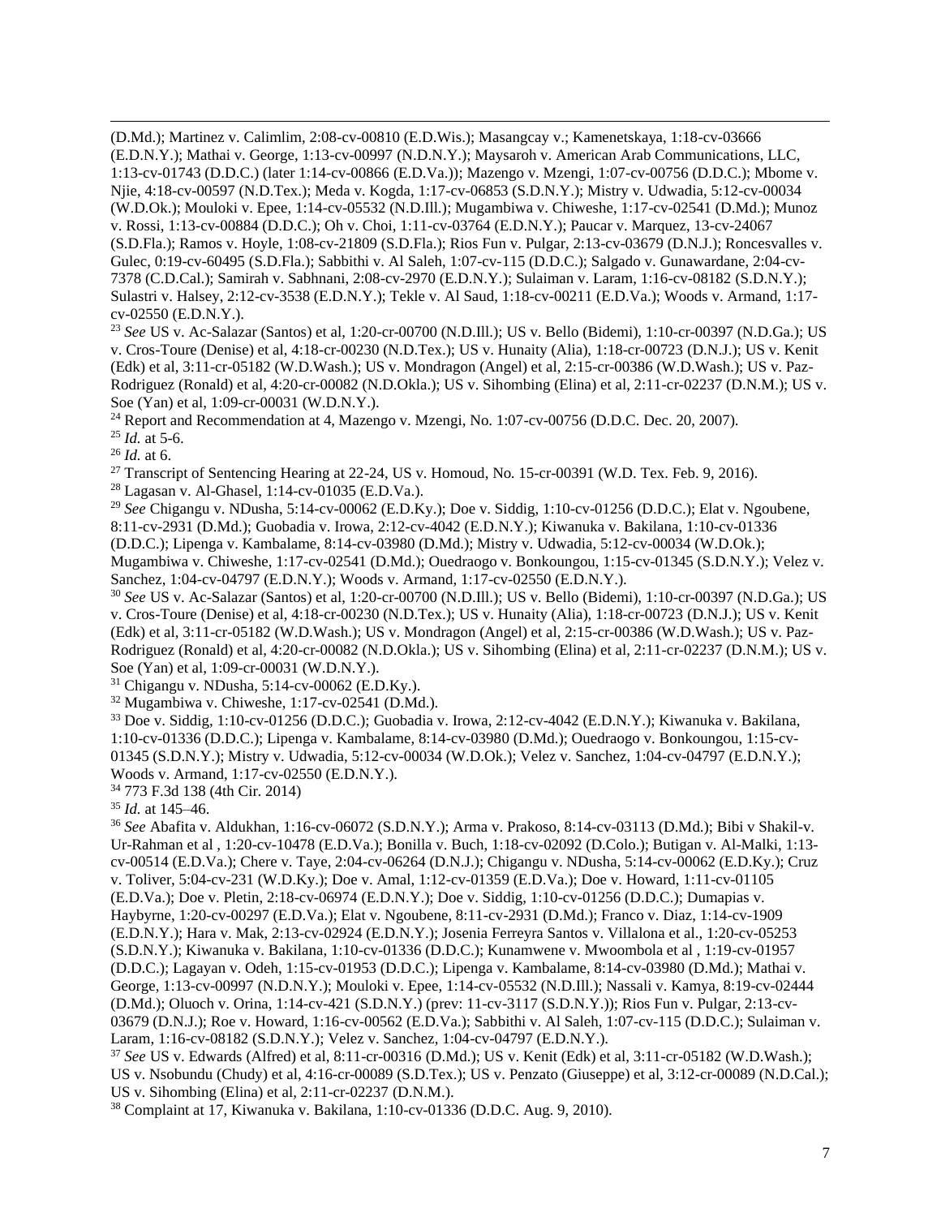(D.Md.); Martinez v. Calimlim, 2:08-cv-00810 (E.D.Wis.); Masangcay v.; Kamenetskaya, 1:18-cv-03666 (E.D.N.Y.); Mathai v. George, 1:13-cv-00997 (N.D.N.Y.); Maysaroh v. American Arab Communications, LLC, 1:13-cv-01743 (D.D.C.) (later 1:14-cv-00866 (E.D.Va.)); Mazengo v. Mzengi, 1:07-cv-00756 (D.D.C.); Mbome v. Njie, 4:18-cv-00597 (N.D.Tex.); Meda v. Kogda, 1:17-cv-06853 (S.D.N.Y.); Mistry v. Udwadia, 5:12-cv-00034 (W.D.Ok.); Mouloki v. Epee, 1:14-cv-05532 (N.D.Ill.); Mugambiwa v. Chiweshe, 1:17-cv-02541 (D.Md.); Munoz v. Rossi, 1:13-cv-00884 (D.D.C.); Oh v. Choi, 1:11-cv-03764 (E.D.N.Y.); Paucar v. Marquez, 13-cv-24067 (S.D.Fla.); Ramos v. Hoyle, 1:08-cv-21809 (S.D.Fla.); Rios Fun v. Pulgar, 2:13-cv-03679 (D.N.J.); Roncesvalles v. Gulec, 0:19-cv-60495 (S.D.Fla.); Sabbithi v. Al Saleh, 1:07-cv-115 (D.D.C.); Salgado v. Gunawardane, 2:04-cv-7378 (C.D.Cal.); Samirah v. Sabhnani, 2:08-cv-2970 (E.D.N.Y.); Sulaiman v. Laram, 1:16-cv-08182 (S.D.N.Y.); Sulastri v. Halsey, 2:12-cv-3538 (E.D.N.Y.); Tekle v. Al Saud, 1:18-cv-00211 (E.D.Va.); Woods v. Armand, 1:17-cv-02550 (E.D.N.Y.).

[23] *See* US v. Ac-Salazar (Santos) et al, 1:20-cr-00700 (N.D.Ill.); US v. Bello (Bidemi), 1:10-cr-00397 (N.D.Ga.); US v. Cros-Toure (Denise) et al, 4:18-cr-00230 (N.D.Tex.); US v. Hunaity (Alia), 1:18-cr-00723 (D.N.J.); US v. Kenit (Edk) et al, 3:11-cr-05182 (W.D.Wash.); US v. Mondragon (Angel) et al, 2:15-cr-00386 (W.D.Wash.); US v. Paz-Rodriguez (Ronald) et al, 4:20-cr-00082 (N.D.Okla.); US v. Sihombing (Elina) et al, 2:11-cr-02237 (D.N.M.); US v. Soe (Yan) et al, 1:09-cr-00031 (W.D.N.Y.).

[24] Report and Recommendation at 4, Mazengo v. Mzengi, No. 1:07-cv-00756 (D.D.C. Dec. 20, 2007).

[25] *Id.* at 5-6.

[26] *Id.* at 6.

[27] Transcript of Sentencing Hearing at 22-24, US v. Homoud, No. 15-cr-00391 (W.D. Tex. Feb. 9, 2016).

[28] Lagasan v. Al-Ghasel, 1:14-cv-01035 (E.D.Va.).

[29] *See* Chigangu v. NDusha, 5:14-cv-00062 (E.D.Ky.); Doe v. Siddig, 1:10-cv-01256 (D.D.C.); Elat v. Ngoubene, 8:11-cv-2931 (D.Md.); Guobadia v. Irowa, 2:12-cv-4042 (E.D.N.Y.); Kiwanuka v. Bakilana, 1:10-cv-01336 (D.D.C.); Lipenga v. Kambalame, 8:14-cv-03980 (D.Md.); Mistry v. Udwadia, 5:12-cv-00034 (W.D.Ok.); Mugambiwa v. Chiweshe, 1:17-cv-02541 (D.Md.); Ouedraogo v. Bonkoungou, 1:15-cv-01345 (S.D.N.Y.); Velez v. Sanchez, 1:04-cv-04797 (E.D.N.Y.); Woods v. Armand, 1:17-cv-02550 (E.D.N.Y.).

[30] *See* US v. Ac-Salazar (Santos) et al, 1:20-cr-00700 (N.D.Ill.); US v. Bello (Bidemi), 1:10-cr-00397 (N.D.Ga.); US v. Cros-Toure (Denise) et al, 4:18-cr-00230 (N.D.Tex.); US v. Hunaity (Alia), 1:18-cr-00723 (D.N.J.); US v. Kenit (Edk) et al, 3:11-cr-05182 (W.D.Wash.); US v. Mondragon (Angel) et al, 2:15-cr-00386 (W.D.Wash.); US v. Paz-Rodriguez (Ronald) et al, 4:20-cr-00082 (N.D.Okla.); US v. Sihombing (Elina) et al, 2:11-cr-02237 (D.N.M.); US v. Soe (Yan) et al, 1:09-cr-00031 (W.D.N.Y.).

[31] Chigangu v. NDusha, 5:14-cv-00062 (E.D.Ky.).

[32] Mugambiwa v. Chiweshe, 1:17-cv-02541 (D.Md.).

[33] Doe v. Siddig, 1:10-cv-01256 (D.D.C.); Guobadia v. Irowa, 2:12-cv-4042 (E.D.N.Y.); Kiwanuka v. Bakilana, 1:10-cv-01336 (D.D.C.); Lipenga v. Kambalame, 8:14-cv-03980 (D.Md.); Ouedraogo v. Bonkoungou, 1:15-cv-01345 (S.D.N.Y.); Mistry v. Udwadia, 5:12-cv-00034 (W.D.Ok.); Velez v. Sanchez, 1:04-cv-04797 (E.D.N.Y.); Woods v. Armand, 1:17-cv-02550 (E.D.N.Y.).

[34] 773 F.3d 138 (4th Cir. 2014)

[35] *Id.* at 145–46.

[36] *See* Abafita v. Aldukhan, 1:16-cv-06072 (S.D.N.Y.); Arma v. Prakoso, 8:14-cv-03113 (D.Md.); Bibi v Shakil-v. Ur-Rahman et al , 1:20-cv-10478 (E.D.Va.); Bonilla v. Buch, 1:18-cv-02092 (D.Colo.); Butigan v. Al-Malki, 1:13-cv-00514 (E.D.Va.); Chere v. Taye, 2:04-cv-06264 (D.N.J.); Chigangu v. NDusha, 5:14-cv-00062 (E.D.Ky.); Cruz v. Toliver, 5:04-cv-231 (W.D.Ky.); Doe v. Amal, 1:12-cv-01359 (E.D.Va.); Doe v. Howard, 1:11-cv-01105 (E.D.Va.); Doe v. Pletin, 2:18-cv-06974 (E.D.N.Y.); Doe v. Siddig, 1:10-cv-01256 (D.D.C.); Dumapias v. Haybyrne, 1:20-cv-00297 (E.D.Va.); Elat v. Ngoubene, 8:11-cv-2931 (D.Md.); Franco v. Diaz, 1:14-cv-1909 (E.D.N.Y.); Hara v. Mak, 2:13-cv-02924 (E.D.N.Y.); Josenia Ferreyra Santos v. Villalona et al., 1:20-cv-05253 (S.D.N.Y.); Kiwanuka v. Bakilana, 1:10-cv-01336 (D.D.C.); Kunamwene v. Mwoombola et al , 1:19-cv-01957 (D.D.C.); Lagayan v. Odeh, 1:15-cv-01953 (D.D.C.); Lipenga v. Kambalame, 8:14-cv-03980 (D.Md.); Mathai v. George, 1:13-cv-00997 (N.D.N.Y.); Mouloki v. Epee, 1:14-cv-05532 (N.D.Ill.); Nassali v. Kamya, 8:19-cv-02444 (D.Md.); Oluoch v. Orina, 1:14-cv-421 (S.D.N.Y.) (prev: 11-cv-3117 (S.D.N.Y.)); Rios Fun v. Pulgar, 2:13-cv-03679 (D.N.J.); Roe v. Howard, 1:16-cv-00562 (E.D.Va.); Sabbithi v. Al Saleh, 1:07-cv-115 (D.D.C.); Sulaiman v. Laram, 1:16-cv-08182 (S.D.N.Y.); Velez v. Sanchez, 1:04-cv-04797 (E.D.N.Y.).

[37] *See* US v. Edwards (Alfred) et al, 8:11-cr-00316 (D.Md.); US v. Kenit (Edk) et al, 3:11-cr-05182 (W.D.Wash.); US v. Nsobundu (Chudy) et al, 4:16-cr-00089 (S.D.Tex.); US v. Penzato (Giuseppe) et al, 3:12-cr-00089 (N.D.Cal.); US v. Sihombing (Elina) et al, 2:11-cr-02237 (D.N.M.).

[38] Complaint at 17, Kiwanuka v. Bakilana, 1:10-cv-01336 (D.D.C. Aug. 9, 2010).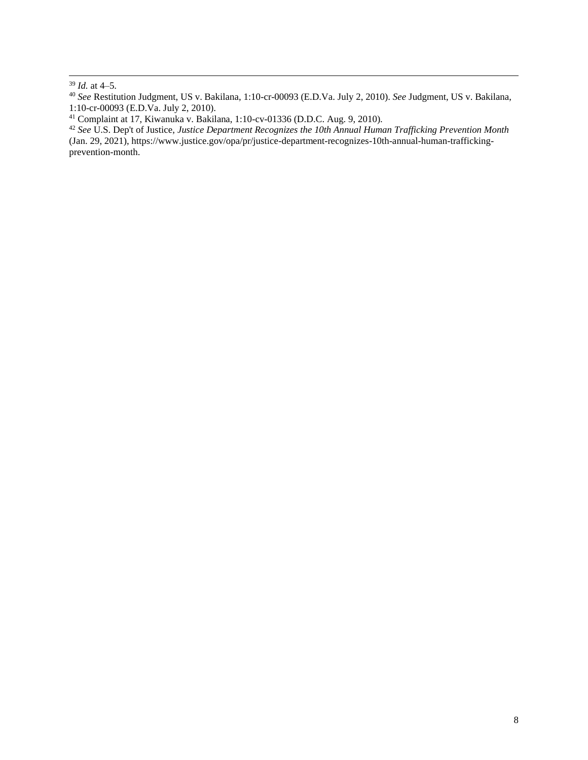[39] *Id.* at 4–5.

[40] *See* Restitution Judgment, US v. Bakilana, 1:10-cr-00093 (E.D.Va. July 2, 2010). *See* Judgment, US v. Bakilana, 1:10-cr-00093 (E.D.Va. July 2, 2010).

[41] Complaint at 17, Kiwanuka v. Bakilana, 1:10-cv-01336 (D.D.C. Aug. 9, 2010).

[42] *See* U.S. Dep't of Justice, *Justice Department Recognizes the 10th Annual Human Trafficking Prevention Month* (Jan. 29, 2021), https://www.justice.gov/opa/pr/justice-department-recognizes-10th-annual-human-trafficking-prevention-month.